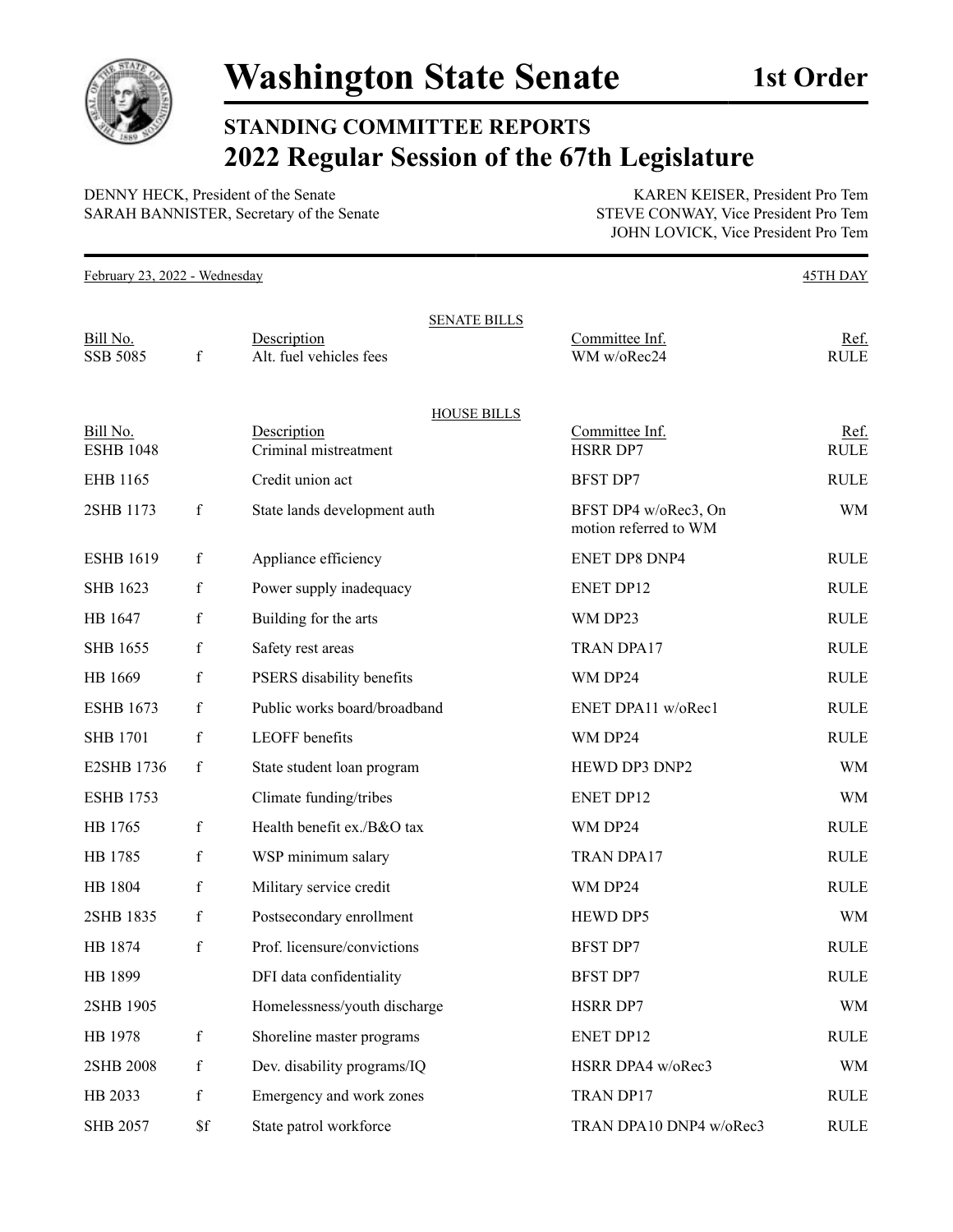# Washington State Senate

**1st Order**

## STANDING COMMITTEE REPORTS
## 2022 Regular Session of the 67th Legislature

DENNY HECK, President of the Senate
SARAH BANNISTER, Secretary of the Senate

KAREN KEISER, President Pro Tem
STEVE CONWAY, Vice President Pro Tem
JOHN LOVICK, Vice President Pro Tem

February 23, 2022 - Wednesday — 45TH DAY

### SENATE BILLS

| Bill No. | | Description | Committee Inf. | Ref. |
|---|---|---|---|---|
| SSB 5085 | f | Alt. fuel vehicles fees | WM w/oRec24 | RULE |

### HOUSE BILLS

| Bill No. | | Description | Committee Inf. | Ref. |
|---|---|---|---|---|
| ESHB 1048 | | Criminal mistreatment | HSRR DP7 | RULE |
| EHB 1165 | | Credit union act | BFST DP7 | RULE |
| 2SHB 1173 | f | State lands development auth | BFST DP4 w/oRec3, On motion referred to WM | WM |
| ESHB 1619 | f | Appliance efficiency | ENET DP8 DNP4 | RULE |
| SHB 1623 | f | Power supply inadequacy | ENET DP12 | RULE |
| HB 1647 | f | Building for the arts | WM DP23 | RULE |
| SHB 1655 | f | Safety rest areas | TRAN DPA17 | RULE |
| HB 1669 | f | PSERS disability benefits | WM DP24 | RULE |
| ESHB 1673 | f | Public works board/broadband | ENET DPA11 w/oRec1 | RULE |
| SHB 1701 | f | LEOFF benefits | WM DP24 | RULE |
| E2SHB 1736 | f | State student loan program | HEWD DP3 DNP2 | WM |
| ESHB 1753 | | Climate funding/tribes | ENET DP12 | WM |
| HB 1765 | f | Health benefit ex./B&O tax | WM DP24 | RULE |
| HB 1785 | f | WSP minimum salary | TRAN DPA17 | RULE |
| HB 1804 | f | Military service credit | WM DP24 | RULE |
| 2SHB 1835 | f | Postsecondary enrollment | HEWD DP5 | WM |
| HB 1874 | f | Prof. licensure/convictions | BFST DP7 | RULE |
| HB 1899 | | DFI data confidentiality | BFST DP7 | RULE |
| 2SHB 1905 | | Homelessness/youth discharge | HSRR DP7 | WM |
| HB 1978 | f | Shoreline master programs | ENET DP12 | RULE |
| 2SHB 2008 | f | Dev. disability programs/IQ | HSRR DPA4 w/oRec3 | WM |
| HB 2033 | f | Emergency and work zones | TRAN DP17 | RULE |
| SHB 2057 | $f | State patrol workforce | TRAN DPA10 DNP4 w/oRec3 | RULE |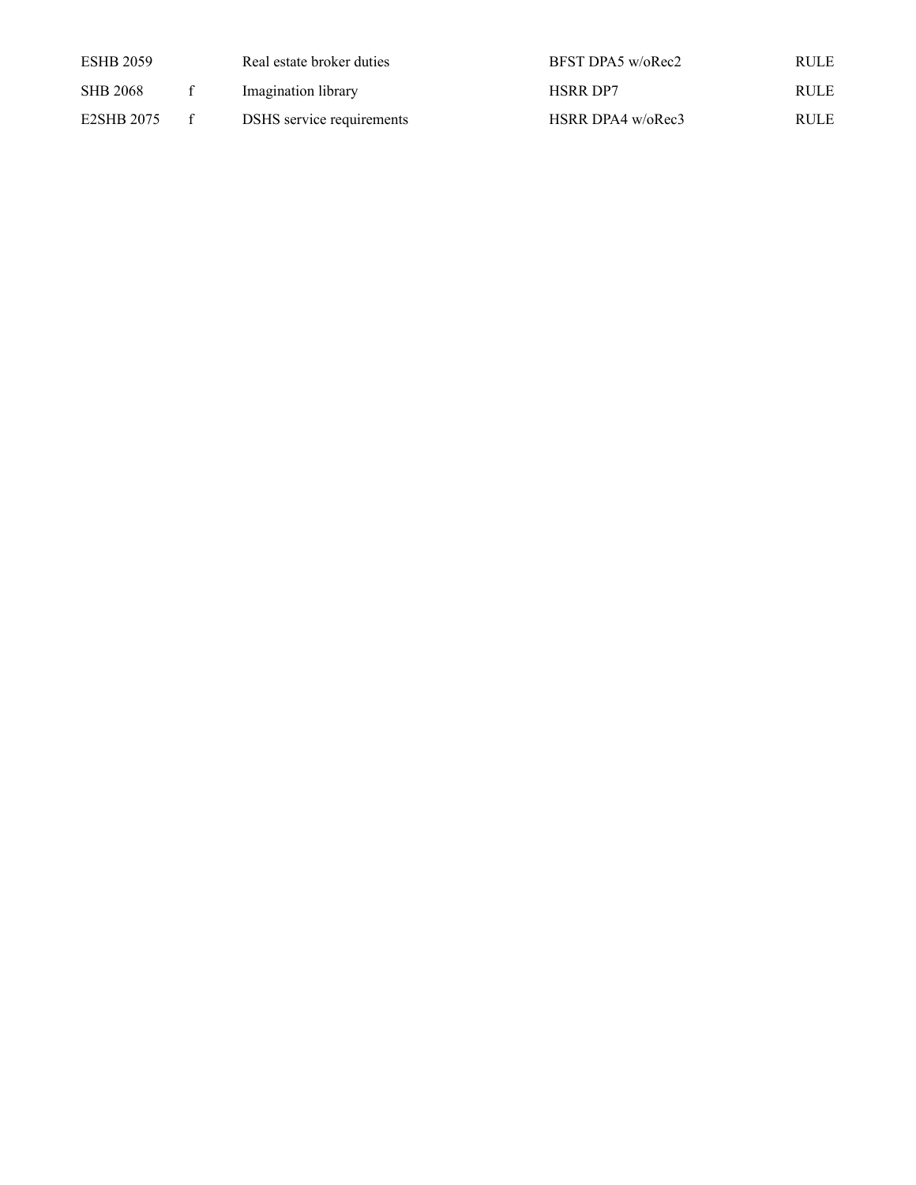| | | | | |
|---|---|---|---|---|
| ESHB 2059 | | Real estate broker duties | BFST DPA5 w/oRec2 | RULE |
| SHB 2068 | f | Imagination library | HSRR DP7 | RULE |
| E2SHB 2075 | f | DSHS service requirements | HSRR DPA4 w/oRec3 | RULE |